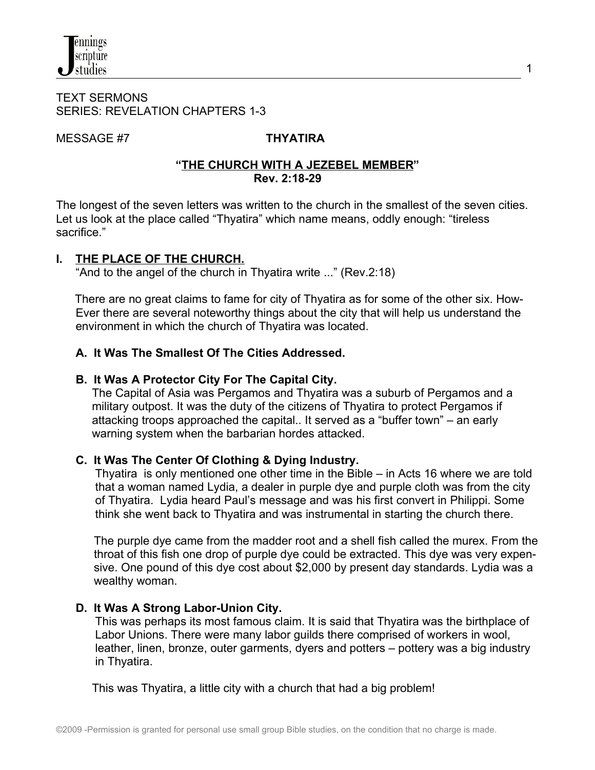TEXT SERMONS
SERIES: REVELATION CHAPTERS 1-3

MESSAGE #7 **THYATIRA**

**"THE CHURCH WITH A JEZEBEL MEMBER"**
**Rev. 2:18-29**

The longest of the seven letters was written to the church in the smallest of the seven cities. Let us look at the place called "Thyatira" which name means, oddly enough: "tireless sacrifice."

## I. THE PLACE OF THE CHURCH.

"And to the angel of the church in Thyatira write ..." (Rev.2:18)

There are no great claims to fame for city of Thyatira as for some of the other six. How-Ever there are several noteworthy things about the city that will help us understand the environment in which the church of Thyatira was located.

### A. It Was The Smallest Of The Cities Addressed.

### B. It Was A Protector City For The Capital City.

The Capital of Asia was Pergamos and Thyatira was a suburb of Pergamos and a military outpost. It was the duty of the citizens of Thyatira to protect Pergamos if attacking troops approached the capital.. It served as a "buffer town" – an early warning system when the barbarian hordes attacked.

### C. It Was The Center Of Clothing & Dying Industry.

Thyatira is only mentioned one other time in the Bible – in Acts 16 where we are told that a woman named Lydia, a dealer in purple dye and purple cloth was from the city of Thyatira. Lydia heard Paul's message and was his first convert in Philippi. Some think she went back to Thyatira and was instrumental in starting the church there.

The purple dye came from the madder root and a shell fish called the murex. From the throat of this fish one drop of purple dye could be extracted. This dye was very expensive. One pound of this dye cost about $2,000 by present day standards. Lydia was a wealthy woman.

### D. It Was A Strong Labor-Union City.

This was perhaps its most famous claim. It is said that Thyatira was the birthplace of Labor Unions. There were many labor guilds there comprised of workers in wool, leather, linen, bronze, outer garments, dyers and potters – pottery was a big industry in Thyatira.

This was Thyatira, a little city with a church that had a big problem!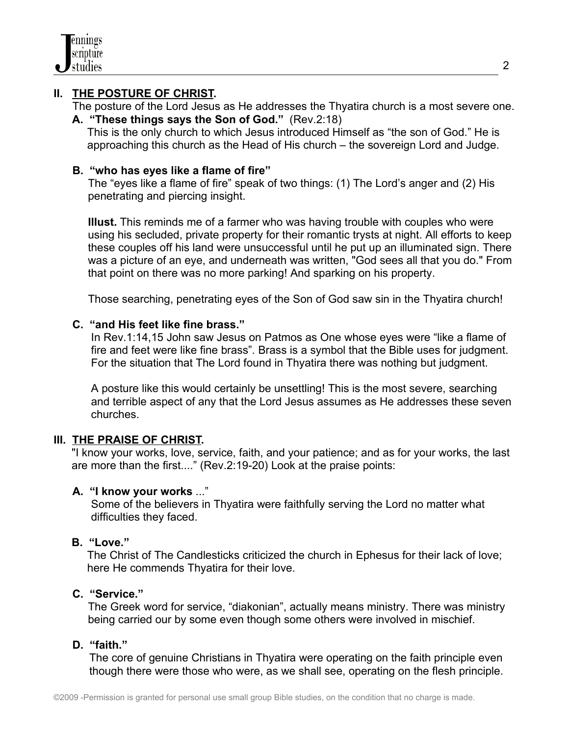## II. THE POSTURE OF CHRIST.

The posture of the Lord Jesus as He addresses the Thyatira church is a most severe one.

### A. "These things says the Son of God." (Rev.2:18)

This is the only church to which Jesus introduced Himself as "the son of God." He is approaching this church as the Head of His church – the sovereign Lord and Judge.

### B. "who has eyes like a flame of fire"

The "eyes like a flame of fire" speak of two things: (1) The Lord's anger and (2) His penetrating and piercing insight.

**Illust.** This reminds me of a farmer who was having trouble with couples who were using his secluded, private property for their romantic trysts at night. All efforts to keep these couples off his land were unsuccessful until he put up an illuminated sign. There was a picture of an eye, and underneath was written, "God sees all that you do." From that point on there was no more parking! And sparking on his property.

Those searching, penetrating eyes of the Son of God saw sin in the Thyatira church!

### C. "and His feet like fine brass."

In Rev.1:14,15 John saw Jesus on Patmos as One whose eyes were "like a flame of fire and feet were like fine brass". Brass is a symbol that the Bible uses for judgment. For the situation that The Lord found in Thyatira there was nothing but judgment.

A posture like this would certainly be unsettling! This is the most severe, searching and terrible aspect of any that the Lord Jesus assumes as He addresses these seven churches.

## III. THE PRAISE OF CHRIST.

"I know your works, love, service, faith, and your patience; and as for your works, the last are more than the first...." (Rev.2:19-20) Look at the praise points:

### A. "I know your works ..."

Some of the believers in Thyatira were faithfully serving the Lord no matter what difficulties they faced.

### B. "Love."

The Christ of The Candlesticks criticized the church in Ephesus for their lack of love; here He commends Thyatira for their love.

### C. "Service."

The Greek word for service, "diakonian", actually means ministry. There was ministry being carried our by some even though some others were involved in mischief.

### D. "faith."

The core of genuine Christians in Thyatira were operating on the faith principle even though there were those who were, as we shall see, operating on the flesh principle.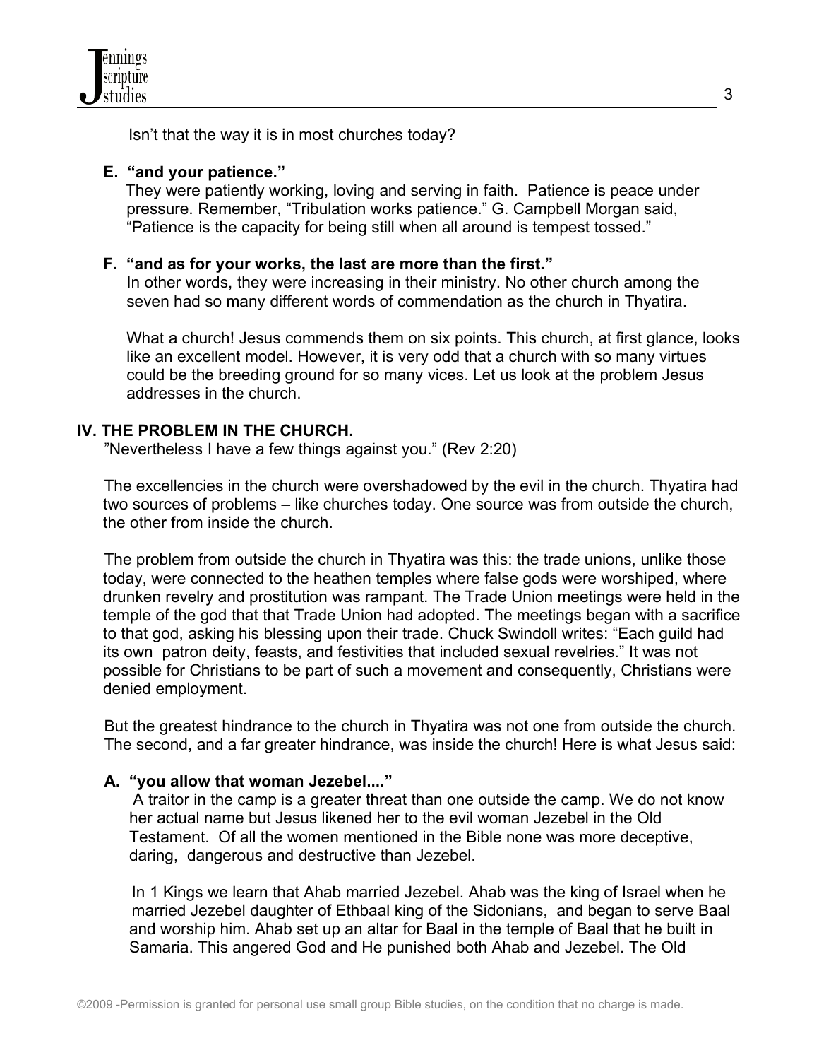Isn't that the way it is in most churches today?

**E. "and your patience."**

They were patiently working, loving and serving in faith. Patience is peace under pressure. Remember, "Tribulation works patience." G. Campbell Morgan said, "Patience is the capacity for being still when all around is tempest tossed."

**F. "and as for your works, the last are more than the first."**

In other words, they were increasing in their ministry. No other church among the seven had so many different words of commendation as the church in Thyatira.

What a church! Jesus commends them on six points. This church, at first glance, looks like an excellent model. However, it is very odd that a church with so many virtues could be the breeding ground for so many vices. Let us look at the problem Jesus addresses in the church.

## IV. THE PROBLEM IN THE CHURCH.

"Nevertheless I have a few things against you." (Rev 2:20)

The excellencies in the church were overshadowed by the evil in the church. Thyatira had two sources of problems – like churches today. One source was from outside the church, the other from inside the church.

The problem from outside the church in Thyatira was this: the trade unions, unlike those today, were connected to the heathen temples where false gods were worshiped, where drunken revelry and prostitution was rampant. The Trade Union meetings were held in the temple of the god that that Trade Union had adopted. The meetings began with a sacrifice to that god, asking his blessing upon their trade. Chuck Swindoll writes: "Each guild had its own patron deity, feasts, and festivities that included sexual revelries." It was not possible for Christians to be part of such a movement and consequently, Christians were denied employment.

But the greatest hindrance to the church in Thyatira was not one from outside the church. The second, and a far greater hindrance, was inside the church! Here is what Jesus said:

**A. "you allow that woman Jezebel...."**

A traitor in the camp is a greater threat than one outside the camp. We do not know her actual name but Jesus likened her to the evil woman Jezebel in the Old Testament. Of all the women mentioned in the Bible none was more deceptive, daring, dangerous and destructive than Jezebel.

In 1 Kings we learn that Ahab married Jezebel. Ahab was the king of Israel when he married Jezebel daughter of Ethbaal king of the Sidonians, and began to serve Baal and worship him. Ahab set up an altar for Baal in the temple of Baal that he built in Samaria. This angered God and He punished both Ahab and Jezebel. The Old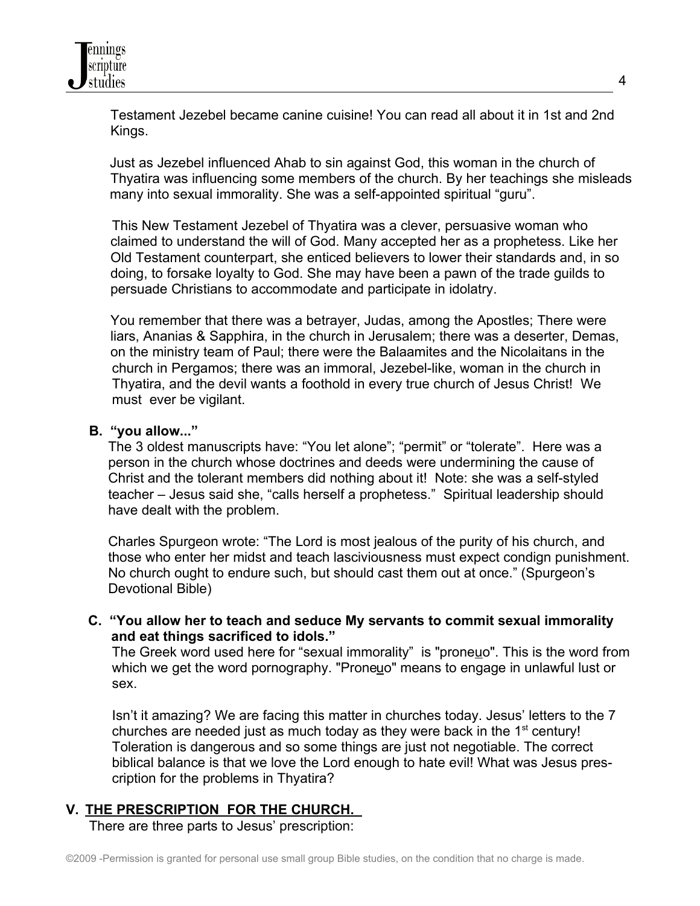Testament Jezebel became canine cuisine! You can read all about it in 1st and 2nd Kings.

Just as Jezebel influenced Ahab to sin against God, this woman in the church of Thyatira was influencing some members of the church. By her teachings she misleads many into sexual immorality. She was a self-appointed spiritual "guru".

This New Testament Jezebel of Thyatira was a clever, persuasive woman who claimed to understand the will of God. Many accepted her as a prophetess. Like her Old Testament counterpart, she enticed believers to lower their standards and, in so doing, to forsake loyalty to God. She may have been a pawn of the trade guilds to persuade Christians to accommodate and participate in idolatry.

You remember that there was a betrayer, Judas, among the Apostles; There were liars, Ananias & Sapphira, in the church in Jerusalem; there was a deserter, Demas, on the ministry team of Paul; there were the Balaamites and the Nicolaitans in the church in Pergamos; there was an immoral, Jezebel-like, woman in the church in Thyatira, and the devil wants a foothold in every true church of Jesus Christ! We must ever be vigilant.

**B. "you allow..."**

The 3 oldest manuscripts have: "You let alone"; "permit" or "tolerate". Here was a person in the church whose doctrines and deeds were undermining the cause of Christ and the tolerant members did nothing about it! Note: she was a self-styled teacher – Jesus said she, "calls herself a prophetess." Spiritual leadership should have dealt with the problem.

Charles Spurgeon wrote: "The Lord is most jealous of the purity of his church, and those who enter her midst and teach lasciviousness must expect condign punishment. No church ought to endure such, but should cast them out at once." (Spurgeon's Devotional Bible)

**C. "You allow her to teach and seduce My servants to commit sexual immorality and eat things sacrificed to idols."**

The Greek word used here for "sexual immorality" is "proneuo". This is the word from which we get the word pornography. "Proneuo" means to engage in unlawful lust or sex.

Isn't it amazing? We are facing this matter in churches today. Jesus' letters to the 7 churches are needed just as much today as they were back in the 1st century! Toleration is dangerous and so some things are just not negotiable. The correct biblical balance is that we love the Lord enough to hate evil! What was Jesus prescription for the problems in Thyatira?

## V. THE PRESCRIPTION FOR THE CHURCH.

There are three parts to Jesus' prescription: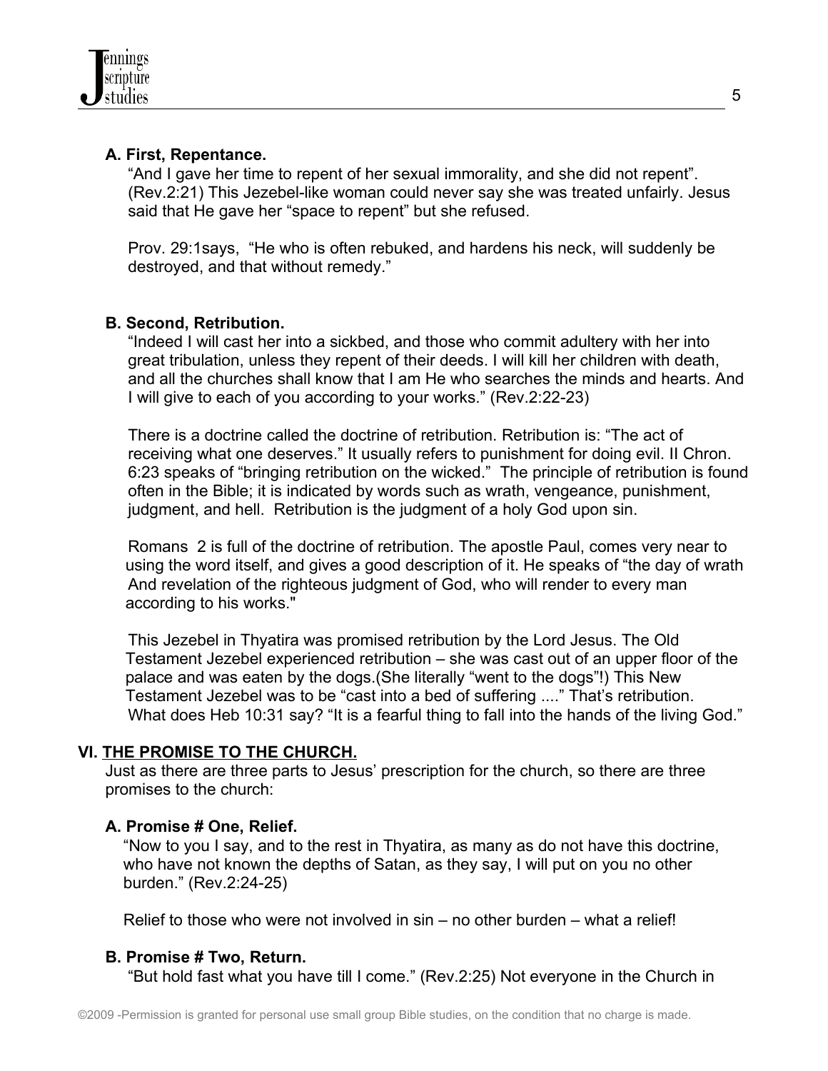### A. First, Repentance.

"And I gave her time to repent of her sexual immorality, and she did not repent". (Rev.2:21) This Jezebel-like woman could never say she was treated unfairly. Jesus said that He gave her "space to repent" but she refused.

Prov. 29:1says, "He who is often rebuked, and hardens his neck, will suddenly be destroyed, and that without remedy."

### B. Second, Retribution.

"Indeed I will cast her into a sickbed, and those who commit adultery with her into great tribulation, unless they repent of their deeds. I will kill her children with death, and all the churches shall know that I am He who searches the minds and hearts. And I will give to each of you according to your works." (Rev.2:22-23)

There is a doctrine called the doctrine of retribution. Retribution is: "The act of receiving what one deserves." It usually refers to punishment for doing evil. II Chron. 6:23 speaks of "bringing retribution on the wicked." The principle of retribution is found often in the Bible; it is indicated by words such as wrath, vengeance, punishment, judgment, and hell. Retribution is the judgment of a holy God upon sin.

Romans 2 is full of the doctrine of retribution. The apostle Paul, comes very near to using the word itself, and gives a good description of it. He speaks of "the day of wrath And revelation of the righteous judgment of God, who will render to every man according to his works."

This Jezebel in Thyatira was promised retribution by the Lord Jesus. The Old Testament Jezebel experienced retribution – she was cast out of an upper floor of the palace and was eaten by the dogs.(She literally "went to the dogs"!) This New Testament Jezebel was to be "cast into a bed of suffering ...." That's retribution. What does Heb 10:31 say? "It is a fearful thing to fall into the hands of the living God."

## VI. THE PROMISE TO THE CHURCH.

Just as there are three parts to Jesus' prescription for the church, so there are three promises to the church:

### A. Promise # One, Relief.

"Now to you I say, and to the rest in Thyatira, as many as do not have this doctrine, who have not known the depths of Satan, as they say, I will put on you no other burden." (Rev.2:24-25)

Relief to those who were not involved in sin – no other burden – what a relief!

### B. Promise # Two, Return.

"But hold fast what you have till I come." (Rev.2:25) Not everyone in the Church in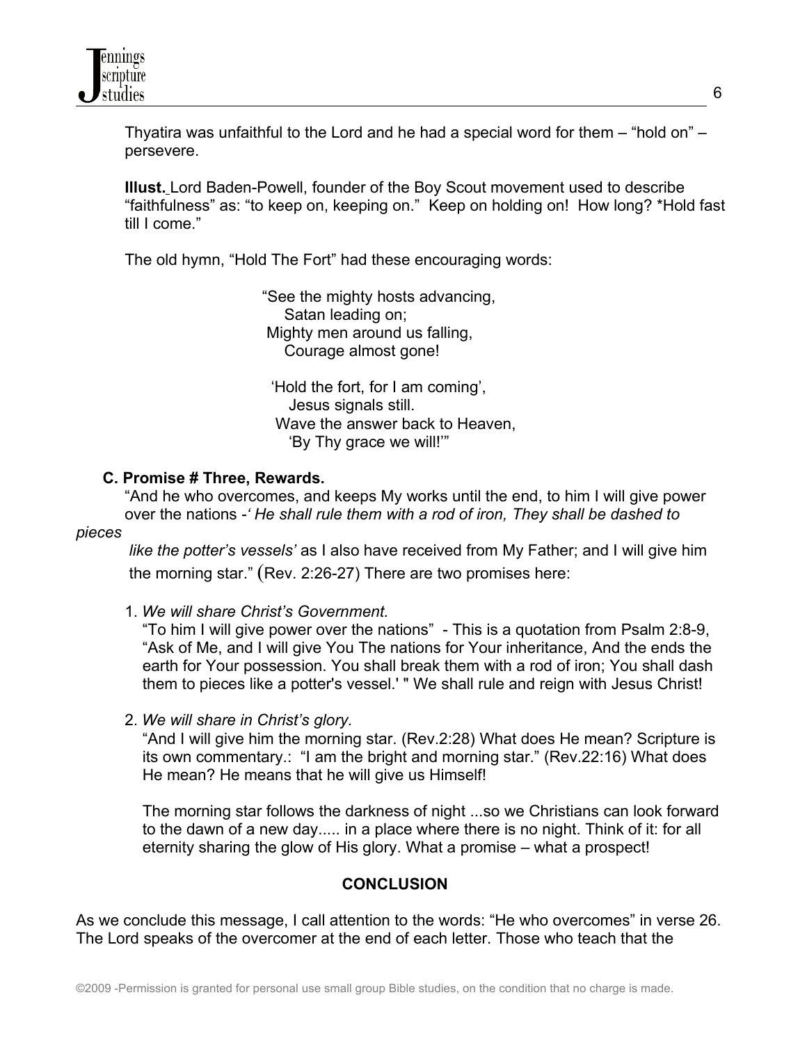Thyatira was unfaithful to the Lord and he had a special word for them – "hold on" – persevere.

**Illust.** Lord Baden-Powell, founder of the Boy Scout movement used to describe "faithfulness" as: "to keep on, keeping on." Keep on holding on! How long? *Hold fast till I come."

The old hymn, "Hold The Fort" had these encouraging words:

> "See the mighty hosts advancing,
> Satan leading on;
> Mighty men around us falling,
> Courage almost gone!
>
> 'Hold the fort, for I am coming',
> Jesus signals still.
> Wave the answer back to Heaven,
> 'By Thy grace we will!'"

### C. Promise # Three, Rewards.

"And he who overcomes, and keeps My works until the end, to him I will give power over the nations -*' He shall rule them with a rod of iron, They shall be dashed to pieces like the potter's vessels'* as I also have received from My Father; and I will give him the morning star." (Rev. 2:26-27) There are two promises here:

1. *We will share Christ's Government.*
   "To him I will give power over the nations" - This is a quotation from Psalm 2:8-9, "Ask of Me, and I will give You The nations for Your inheritance, And the ends the earth for Your possession. You shall break them with a rod of iron; You shall dash them to pieces like a potter's vessel.' " We shall rule and reign with Jesus Christ!

2. *We will share in Christ's glory.*
   "And I will give him the morning star. (Rev.2:28) What does He mean? Scripture is its own commentary.: "I am the bright and morning star." (Rev.22:16) What does He mean? He means that he will give us Himself!

   The morning star follows the darkness of night ...so we Christians can look forward to the dawn of a new day..... in a place where there is no night. Think of it: for all eternity sharing the glow of His glory. What a promise – what a prospect!

## CONCLUSION

As we conclude this message, I call attention to the words: "He who overcomes" in verse 26. The Lord speaks of the overcomer at the end of each letter. Those who teach that the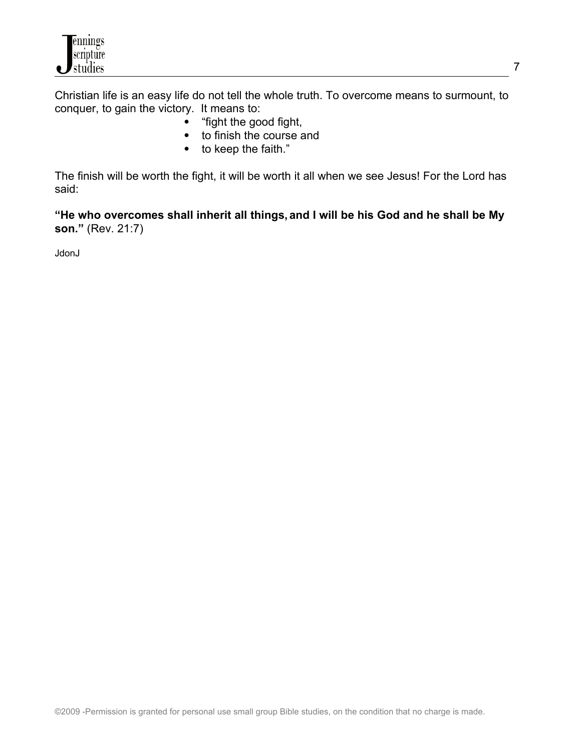Christian life is an easy life do not tell the whole truth. To overcome means to surmount, to conquer, to gain the victory. It means to:

- "fight the good fight,
- to finish the course and
- to keep the faith."

The finish will be worth the fight, it will be worth it all when we see Jesus! For the Lord has said:

**"He who overcomes shall inherit all things, and I will be his God and he shall be My son."** (Rev. 21:7)

JdonJ

©2009 -Permission is granted for personal use small group Bible studies, on the condition that no charge is made.